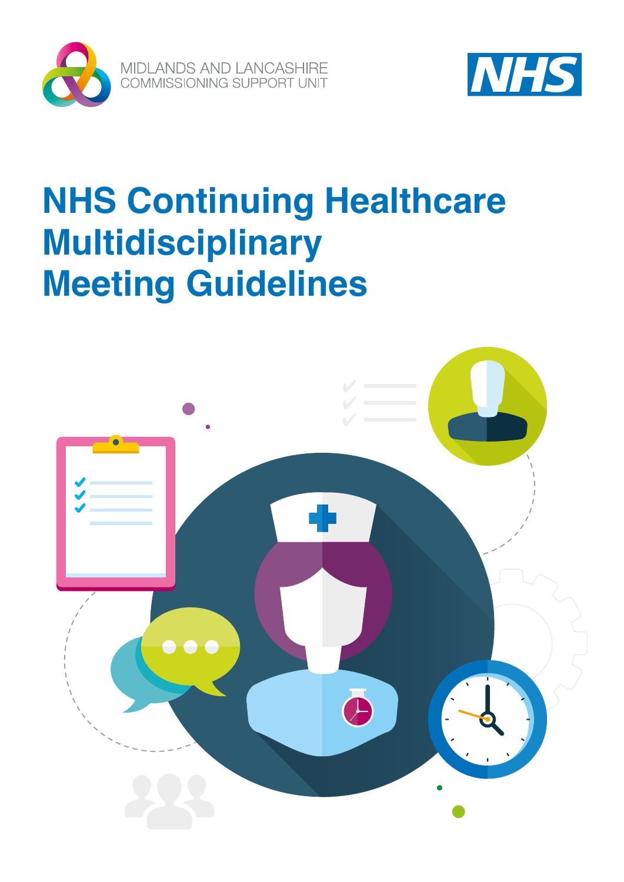MIDLANDS AND LANCASHIRE
COMMISSIONING SUPPORT UNIT

NHS

# NHS Continuing Healthcare Multidisciplinary Meeting Guidelines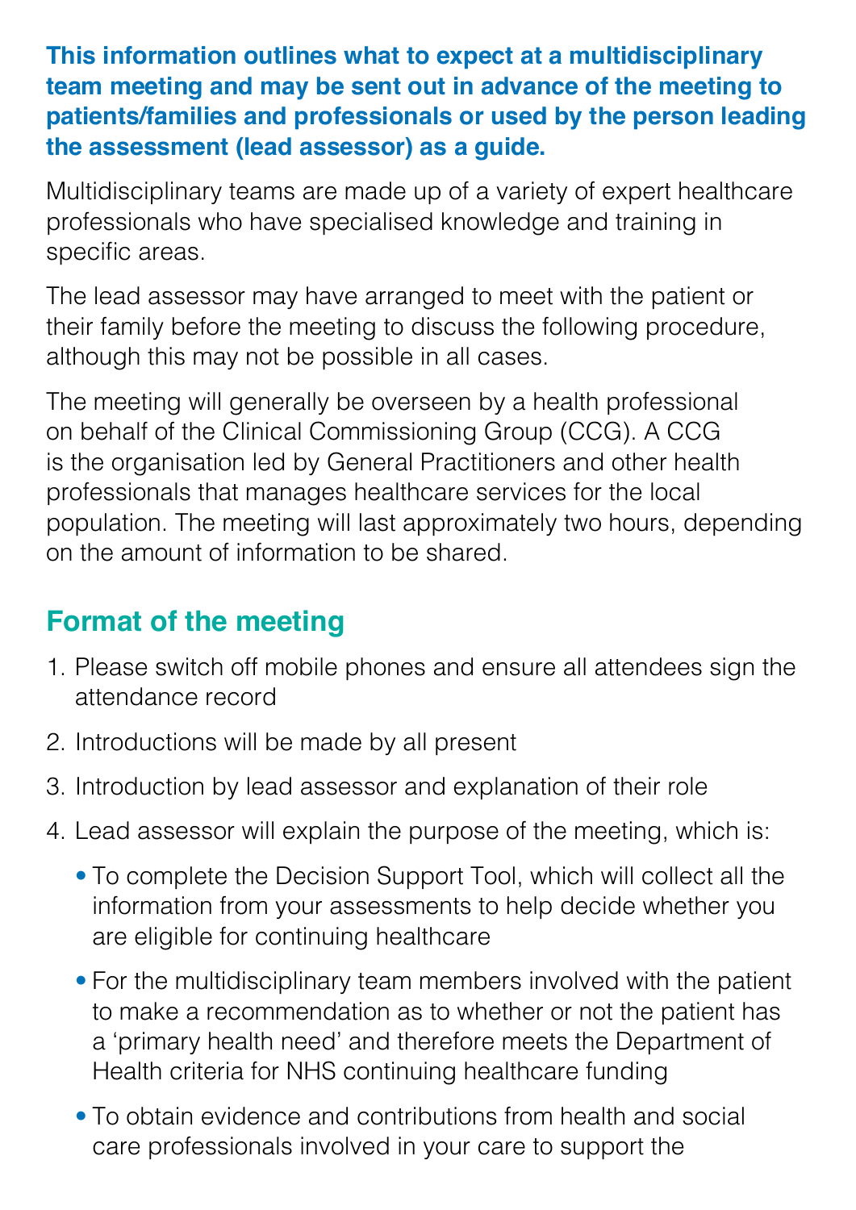**This information outlines what to expect at a multidisciplinary team meeting and may be sent out in advance of the meeting to patients/families and professionals or used by the person leading the assessment (lead assessor) as a guide.**

Multidisciplinary teams are made up of a variety of expert healthcare professionals who have specialised knowledge and training in specific areas.

The lead assessor may have arranged to meet with the patient or their family before the meeting to discuss the following procedure, although this may not be possible in all cases.

The meeting will generally be overseen by a health professional on behalf of the Clinical Commissioning Group (CCG). A CCG is the organisation led by General Practitioners and other health professionals that manages healthcare services for the local population. The meeting will last approximately two hours, depending on the amount of information to be shared.

## Format of the meeting

1. Please switch off mobile phones and ensure all attendees sign the attendance record
2. Introductions will be made by all present
3. Introduction by lead assessor and explanation of their role
4. Lead assessor will explain the purpose of the meeting, which is:
   - To complete the Decision Support Tool, which will collect all the information from your assessments to help decide whether you are eligible for continuing healthcare
   - For the multidisciplinary team members involved with the patient to make a recommendation as to whether or not the patient has a 'primary health need' and therefore meets the Department of Health criteria for NHS continuing healthcare funding
   - To obtain evidence and contributions from health and social care professionals involved in your care to support the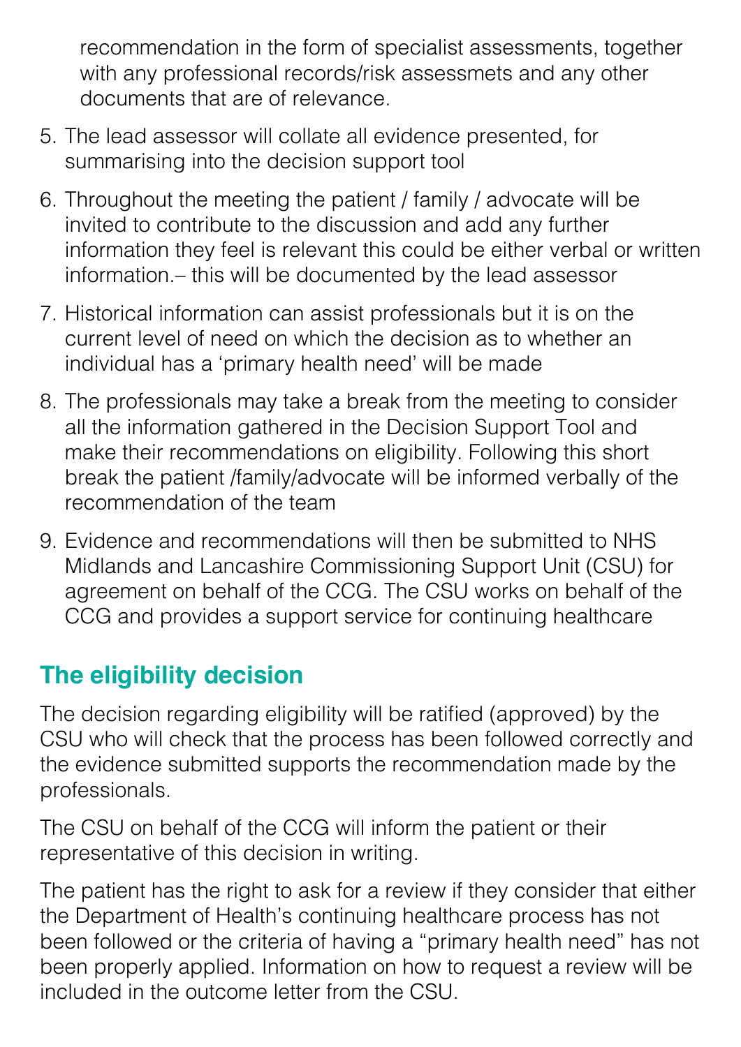recommendation in the form of specialist assessments, together with any professional records/risk assessmets and any other documents that are of relevance.

5. The lead assessor will collate all evidence presented, for summarising into the decision support tool
6. Throughout the meeting the patient / family / advocate will be invited to contribute to the discussion and add any further information they feel is relevant this could be either verbal or written information.– this will be documented by the lead assessor
7. Historical information can assist professionals but it is on the current level of need on which the decision as to whether an individual has a 'primary health need' will be made
8. The professionals may take a break from the meeting to consider all the information gathered in the Decision Support Tool and make their recommendations on eligibility. Following this short break the patient /family/advocate will be informed verbally of the recommendation of the team
9. Evidence and recommendations will then be submitted to NHS Midlands and Lancashire Commissioning Support Unit (CSU) for agreement on behalf of the CCG. The CSU works on behalf of the CCG and provides a support service for continuing healthcare

## The eligibility decision

The decision regarding eligibility will be ratified (approved) by the CSU who will check that the process has been followed correctly and the evidence submitted supports the recommendation made by the professionals.

The CSU on behalf of the CCG will inform the patient or their representative of this decision in writing.

The patient has the right to ask for a review if they consider that either the Department of Health's continuing healthcare process has not been followed or the criteria of having a "primary health need" has not been properly applied. Information on how to request a review will be included in the outcome letter from the CSU.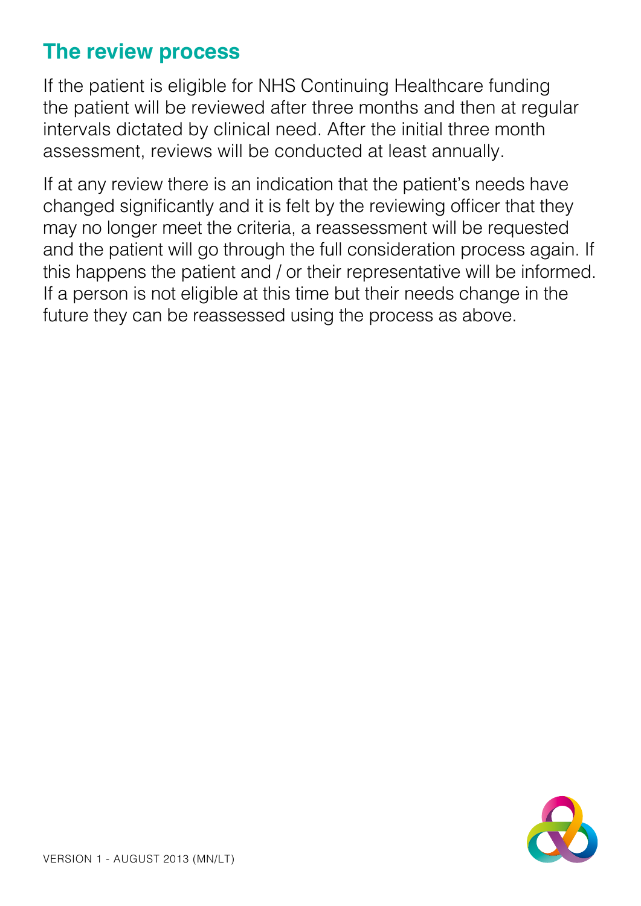## The review process

If the patient is eligible for NHS Continuing Healthcare funding the patient will be reviewed after three months and then at regular intervals dictated by clinical need. After the initial three month assessment, reviews will be conducted at least annually.

If at any review there is an indication that the patient's needs have changed significantly and it is felt by the reviewing officer that they may no longer meet the criteria, a reassessment will be requested and the patient will go through the full consideration process again. If this happens the patient and / or their representative will be informed. If a person is not eligible at this time but their needs change in the future they can be reassessed using the process as above.

VERSION 1 - AUGUST 2013 (MN/LT)